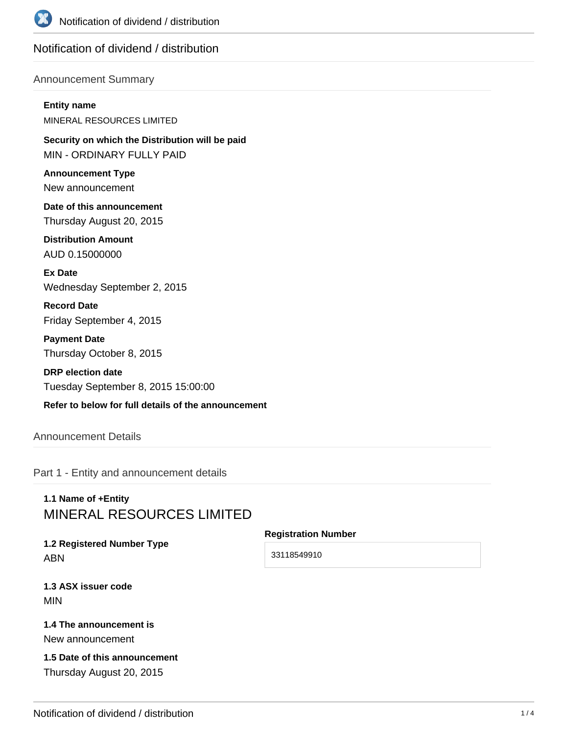# Notification of dividend / distribution

## Announcement Summary

**Entity name**

MINERAL RESOURCES LIMITED

**Security on which the Distribution will be paid**

MIN - ORDINARY FULLY PAID

**Announcement Type**

New announcement

**Date of this announcement**

Thursday August 20, 2015

**Distribution Amount**

AUD 0.15000000

**Ex Date**

Wednesday September 2, 2015

**Record Date**

Friday September 4, 2015

**Payment Date**

Thursday October 8, 2015

**DRP election date**

Tuesday September 8, 2015 15:00:00

**Refer to below for full details of the announcement**

## Announcement Details

### Part 1 - Entity and announcement details

**1.1 Name of +Entity**

MINERAL RESOURCES LIMITED

**1.2 Registered Number Type**

ABN

**Registration Number**

33118549910

**1.3 ASX issuer code**

MIN

**1.4 The announcement is**

New announcement

**1.5 Date of this announcement**

Thursday August 20, 2015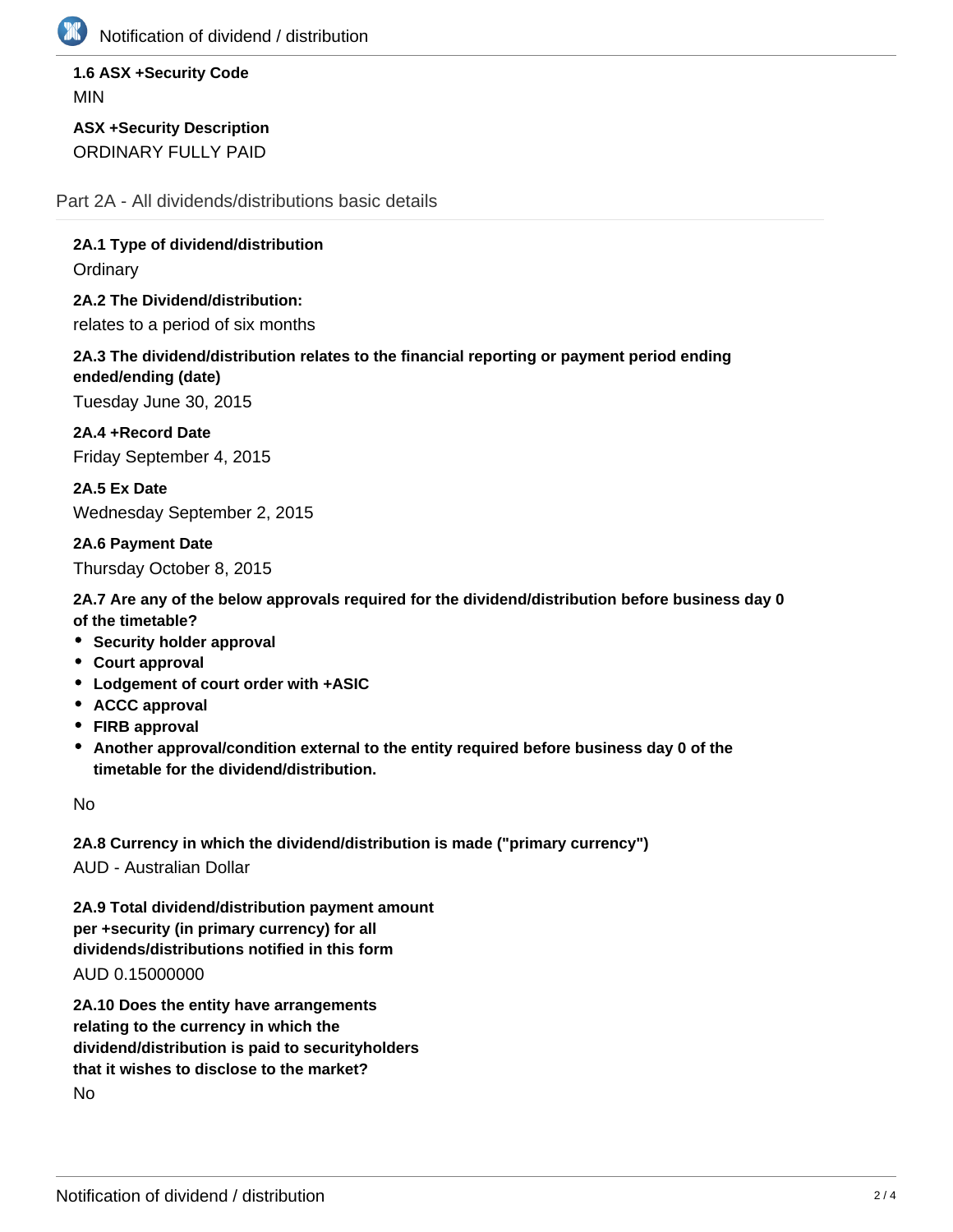**1.6 ASX +Security Code**

MIN

**ASX +Security Description**

ORDINARY FULLY PAID

## Part 2A - All dividends/distributions basic details

**2A.1 Type of dividend/distribution**

Ordinary

**2A.2 The Dividend/distribution:**

relates to a period of six months

**2A.3 The dividend/distribution relates to the financial reporting or payment period ending ended/ending (date)**

Tuesday June 30, 2015

**2A.4 +Record Date**

Friday September 4, 2015

**2A.5 Ex Date**

Wednesday September 2, 2015

**2A.6 Payment Date**

Thursday October 8, 2015

**2A.7 Are any of the below approvals required for the dividend/distribution before business day 0 of the timetable?**

- **Security holder approval**
- **Court approval**
- **Lodgement of court order with +ASIC**
- **ACCC approval**
- **FIRB approval**
- **Another approval/condition external to the entity required before business day 0 of the timetable for the dividend/distribution.**

No

**2A.8 Currency in which the dividend/distribution is made ("primary currency")**

AUD - Australian Dollar

**2A.9 Total dividend/distribution payment amount per +security (in primary currency) for all dividends/distributions notified in this form**

AUD 0.15000000

**2A.10 Does the entity have arrangements relating to the currency in which the dividend/distribution is paid to securityholders that it wishes to disclose to the market?**

No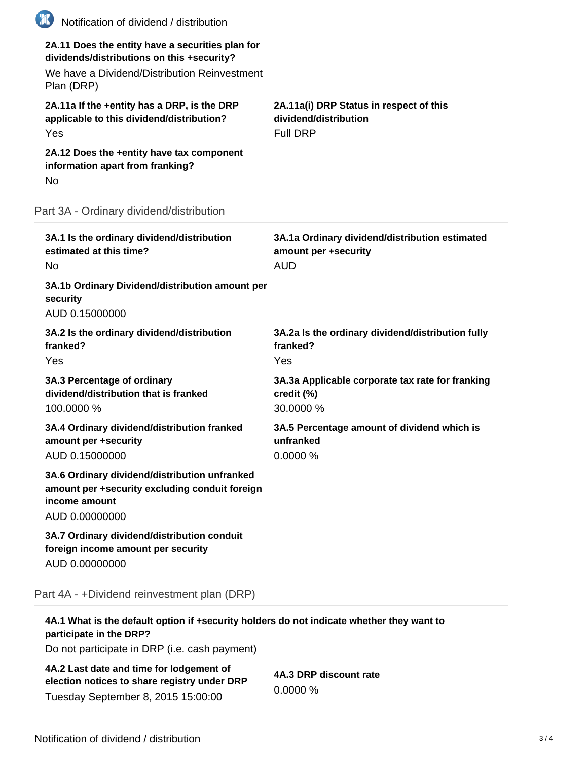**2A.11 Does the entity have a securities plan for dividends/distributions on this +security?**

We have a Dividend/Distribution Reinvestment Plan (DRP)

**2A.11a If the +entity has a DRP, is the DRP applicable to this dividend/distribution?**

Yes

**2A.11a(i) DRP Status in respect of this dividend/distribution**

Full DRP

**2A.12 Does the +entity have tax component information apart from franking?**

No

## Part 3A - Ordinary dividend/distribution

**3A.1 Is the ordinary dividend/distribution estimated at this time?**

No

**3A.1a Ordinary dividend/distribution estimated amount per +security**

AUD

**3A.1b Ordinary Dividend/distribution amount per security**

AUD 0.15000000

**3A.2 Is the ordinary dividend/distribution franked?**

Yes

**3A.2a Is the ordinary dividend/distribution fully franked?**

Yes

**3A.3 Percentage of ordinary dividend/distribution that is franked**

100.0000 %

**3A.3a Applicable corporate tax rate for franking credit (%)**

30.0000 %

**3A.4 Ordinary dividend/distribution franked amount per +security**

AUD 0.15000000

**3A.5 Percentage amount of dividend which is unfranked**

0.0000 %

**3A.6 Ordinary dividend/distribution unfranked amount per +security excluding conduit foreign income amount**

AUD 0.00000000

**3A.7 Ordinary dividend/distribution conduit foreign income amount per security**

AUD 0.00000000

## Part 4A - +Dividend reinvestment plan (DRP)

**4A.1 What is the default option if +security holders do not indicate whether they want to participate in the DRP?**

Do not participate in DRP (i.e. cash payment)

**4A.2 Last date and time for lodgement of election notices to share registry under DRP**

Tuesday September 8, 2015 15:00:00

**4A.3 DRP discount rate**

0.0000 %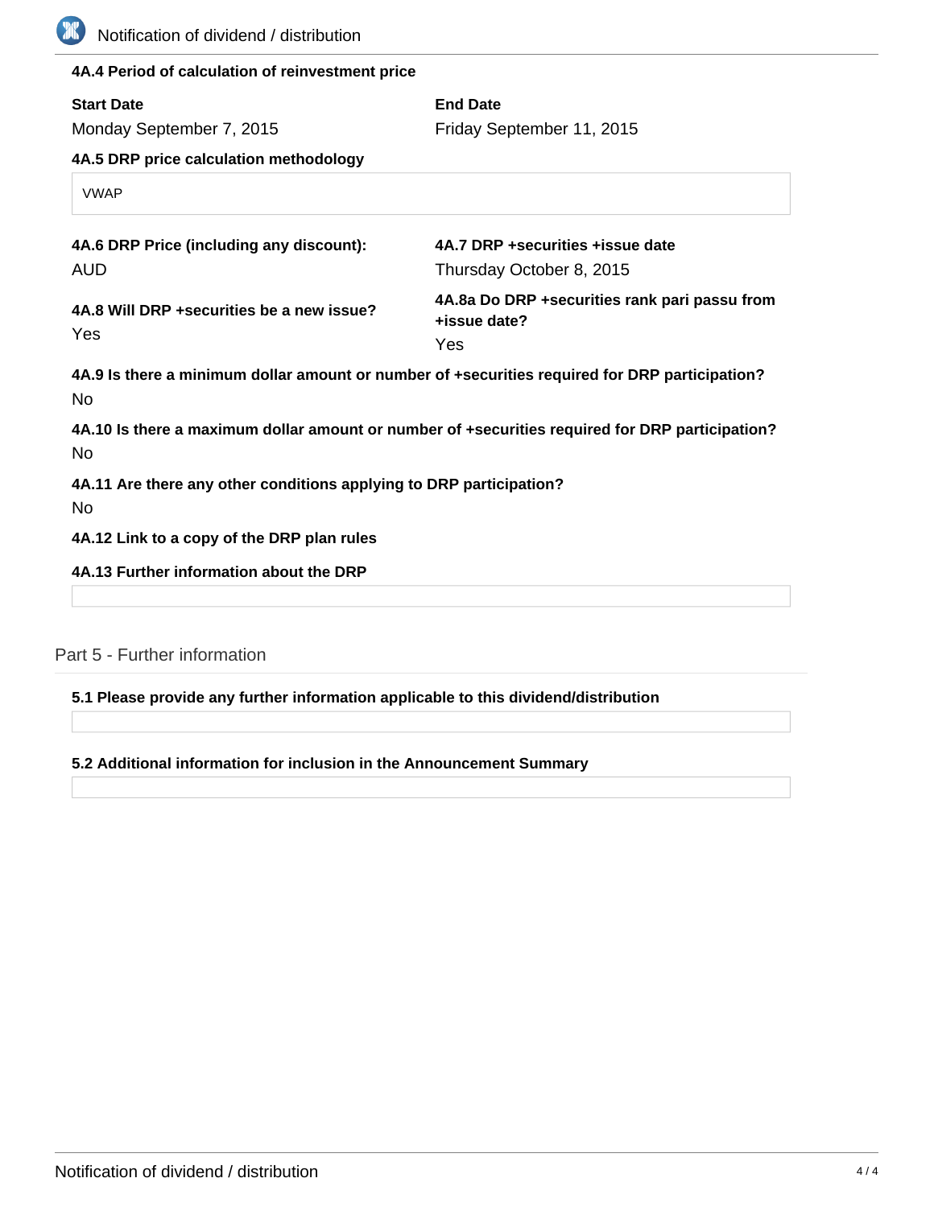**4A.4 Period of calculation of reinvestment price**

**Start Date**
Monday September 7, 2015

**End Date**
Friday September 11, 2015

**4A.5 DRP price calculation methodology**

VWAP

**4A.6 DRP Price (including any discount):**
AUD

**4A.7 DRP +securities +issue date**
Thursday October 8, 2015

**4A.8 Will DRP +securities be a new issue?**
Yes

**4A.8a Do DRP +securities rank pari passu from +issue date?**
Yes

**4A.9 Is there a minimum dollar amount or number of +securities required for DRP participation?**
No

**4A.10 Is there a maximum dollar amount or number of +securities required for DRP participation?**
No

**4A.11 Are there any other conditions applying to DRP participation?**
No

**4A.12 Link to a copy of the DRP plan rules**

**4A.13 Further information about the DRP**

## Part 5 - Further information

**5.1 Please provide any further information applicable to this dividend/distribution**

**5.2 Additional information for inclusion in the Announcement Summary**